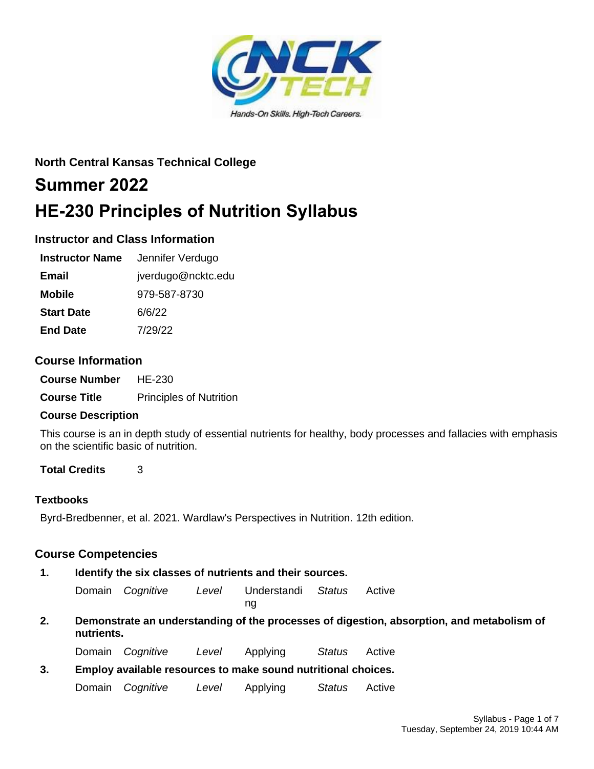**North Central Kansas Technical College**

# Summer 2022

# HE-230 Principles of Nutrition Syllabus

## Instructor and Class Information

| | |
|---|---|
| **Instructor Name** | Jennifer Verdugo |
| **Email** | jverdugo@ncktc.edu |
| **Mobile** | 979-587-8730 |
| **Start Date** | 6/6/22 |
| **End Date** | 7/29/22 |

## Course Information

| | |
|---|---|
| **Course Number** | HE-230 |
| **Course Title** | Principles of Nutrition |

### Course Description

This course is an in depth study of essential nutrients for healthy, body processes and fallacies with emphasis on the scientific basic of nutrition.

**Total Credits** 3

### Textbooks

Byrd-Bredbenner, et al. 2021. Wardlaw's Perspectives in Nutrition. 12th edition.

## Course Competencies

1. **Identify the six classes of nutrients and their sources.**

   Domain *Cognitive* *Level* Understanding *Status* Active

2. **Demonstrate an understanding of the processes of digestion, absorption, and metabolism of nutrients.**

   Domain *Cognitive* *Level* Applying *Status* Active

3. **Employ available resources to make sound nutritional choices.**

   Domain *Cognitive* *Level* Applying *Status* Active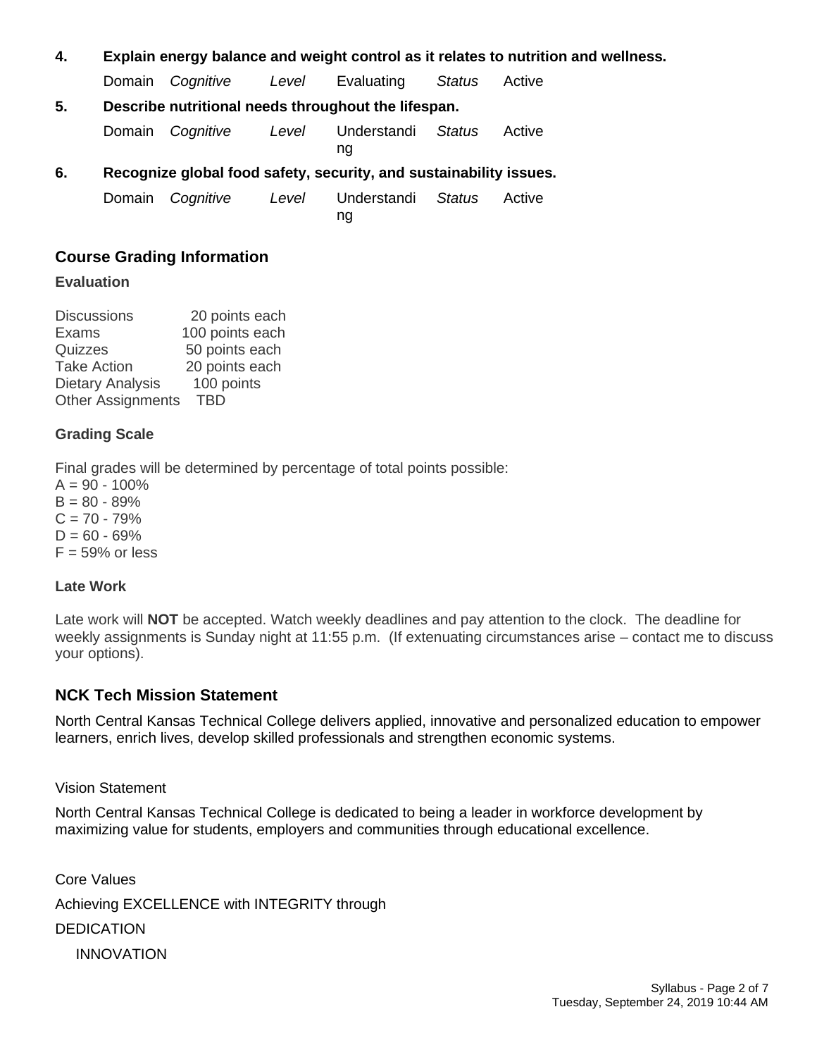**4. Explain energy balance and weight control as it relates to nutrition and wellness.**

| Domain | *Cognitive* | *Level* | Evaluating | *Status* | Active |
|---|---|---|---|---|---|

**5. Describe nutritional needs throughout the lifespan.**

| Domain | *Cognitive* | *Level* | Understanding | *Status* | Active |
|---|---|---|---|---|---|

**6. Recognize global food safety, security, and sustainability issues.**

| Domain | *Cognitive* | *Level* | Understanding | *Status* | Active |
|---|---|---|---|---|---|

## Course Grading Information

### Evaluation

| | |
|---|---|
| Discussions | 20 points each |
| Exams | 100 points each |
| Quizzes | 50 points each |
| Take Action | 20 points each |
| Dietary Analysis | 100 points |
| Other Assignments | TBD |

### Grading Scale

Final grades will be determined by percentage of total points possible:
A = 90 - 100%
B = 80 - 89%
C = 70 - 79%
D = 60 - 69%
F = 59% or less

### Late Work

Late work will **NOT** be accepted. Watch weekly deadlines and pay attention to the clock. The deadline for weekly assignments is Sunday night at 11:55 p.m. (If extenuating circumstances arise – contact me to discuss your options).

## NCK Tech Mission Statement

North Central Kansas Technical College delivers applied, innovative and personalized education to empower learners, enrich lives, develop skilled professionals and strengthen economic systems.

Vision Statement

North Central Kansas Technical College is dedicated to being a leader in workforce development by maximizing value for students, employers and communities through educational excellence.

Core Values

Achieving EXCELLENCE with INTEGRITY through

DEDICATION

INNOVATION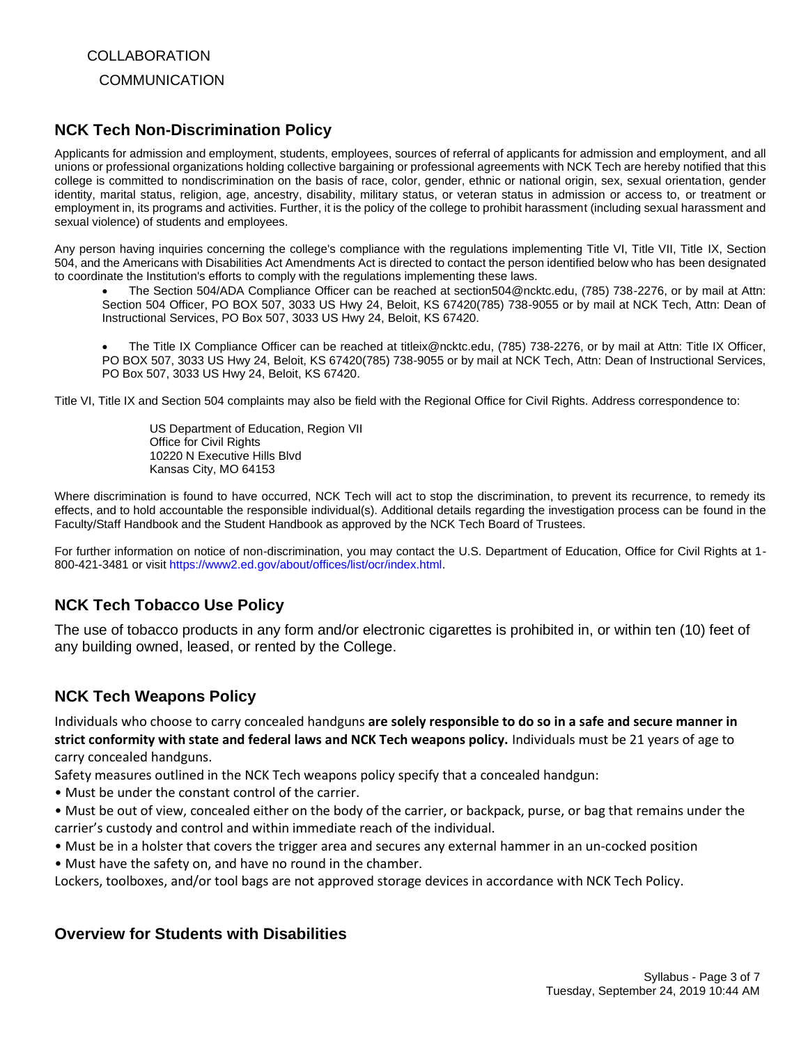COLLABORATION

COMMUNICATION

## NCK Tech Non-Discrimination Policy

Applicants for admission and employment, students, employees, sources of referral of applicants for admission and employment, and all unions or professional organizations holding collective bargaining or professional agreements with NCK Tech are hereby notified that this college is committed to nondiscrimination on the basis of race, color, gender, ethnic or national origin, sex, sexual orientation, gender identity, marital status, religion, age, ancestry, disability, military status, or veteran status in admission or access to, or treatment or employment in, its programs and activities. Further, it is the policy of the college to prohibit harassment (including sexual harassment and sexual violence) of students and employees.

Any person having inquiries concerning the college's compliance with the regulations implementing Title VI, Title VII, Title IX, Section 504, and the Americans with Disabilities Act Amendments Act is directed to contact the person identified below who has been designated to coordinate the Institution's efforts to comply with the regulations implementing these laws.

- The Section 504/ADA Compliance Officer can be reached at section504@ncktc.edu, (785) 738-2276, or by mail at Attn: Section 504 Officer, PO BOX 507, 3033 US Hwy 24, Beloit, KS 67420(785) 738-9055 or by mail at NCK Tech, Attn: Dean of Instructional Services, PO Box 507, 3033 US Hwy 24, Beloit, KS 67420.

- The Title IX Compliance Officer can be reached at titleix@ncktc.edu, (785) 738-2276, or by mail at Attn: Title IX Officer, PO BOX 507, 3033 US Hwy 24, Beloit, KS 67420(785) 738-9055 or by mail at NCK Tech, Attn: Dean of Instructional Services, PO Box 507, 3033 US Hwy 24, Beloit, KS 67420.

Title VI, Title IX and Section 504 complaints may also be field with the Regional Office for Civil Rights. Address correspondence to:

US Department of Education, Region VII
Office for Civil Rights
10220 N Executive Hills Blvd
Kansas City, MO 64153

Where discrimination is found to have occurred, NCK Tech will act to stop the discrimination, to prevent its recurrence, to remedy its effects, and to hold accountable the responsible individual(s). Additional details regarding the investigation process can be found in the Faculty/Staff Handbook and the Student Handbook as approved by the NCK Tech Board of Trustees.

For further information on notice of non-discrimination, you may contact the U.S. Department of Education, Office for Civil Rights at 1-800-421-3481 or visit https://www2.ed.gov/about/offices/list/ocr/index.html.

## NCK Tech Tobacco Use Policy

The use of tobacco products in any form and/or electronic cigarettes is prohibited in, or within ten (10) feet of any building owned, leased, or rented by the College.

## NCK Tech Weapons Policy

Individuals who choose to carry concealed handguns **are solely responsible to do so in a safe and secure manner in strict conformity with state and federal laws and NCK Tech weapons policy.** Individuals must be 21 years of age to carry concealed handguns.

Safety measures outlined in the NCK Tech weapons policy specify that a concealed handgun:

- Must be under the constant control of the carrier.
- Must be out of view, concealed either on the body of the carrier, or backpack, purse, or bag that remains under the carrier's custody and control and within immediate reach of the individual.
- Must be in a holster that covers the trigger area and secures any external hammer in an un-cocked position
- Must have the safety on, and have no round in the chamber.

Lockers, toolboxes, and/or tool bags are not approved storage devices in accordance with NCK Tech Policy.

## Overview for Students with Disabilities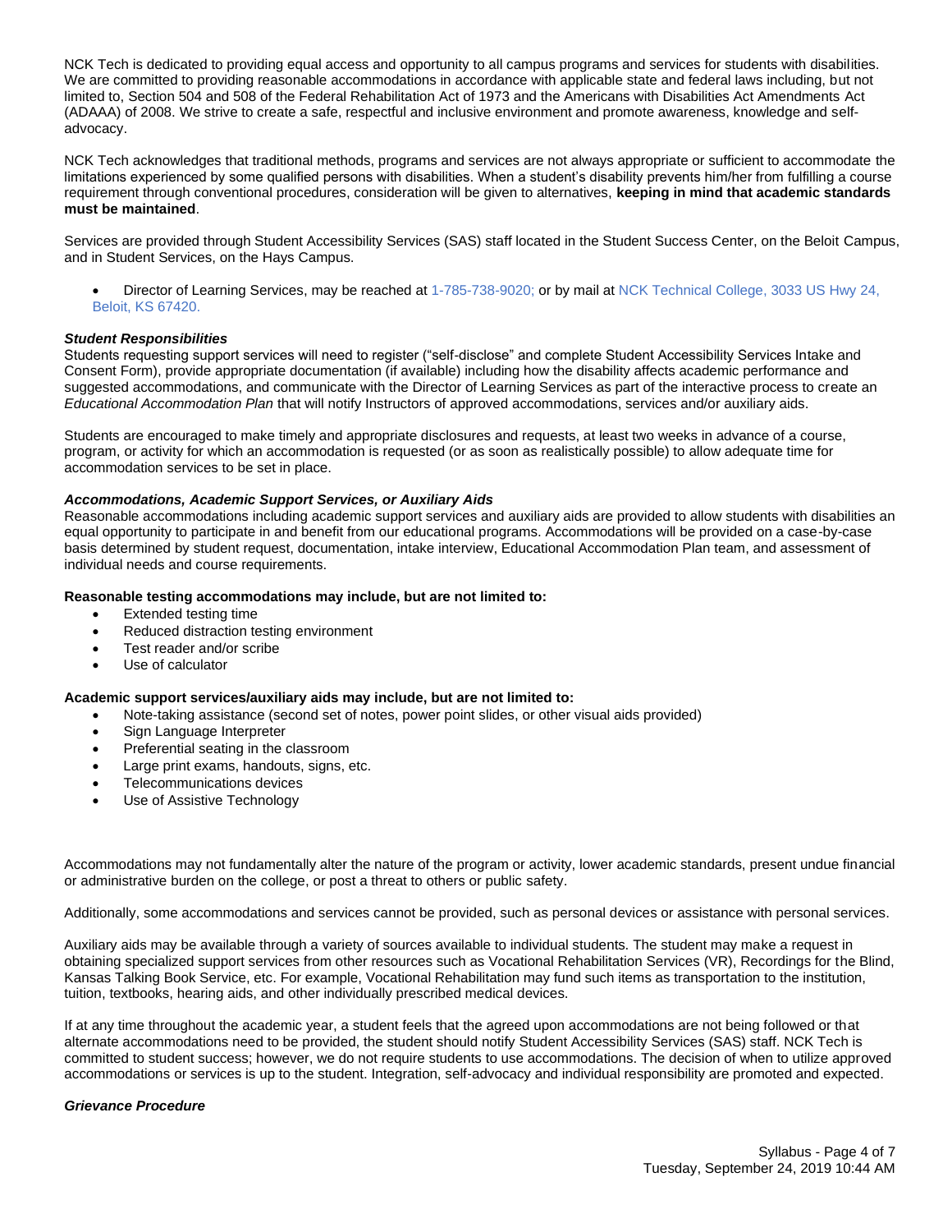NCK Tech is dedicated to providing equal access and opportunity to all campus programs and services for students with disabilities. We are committed to providing reasonable accommodations in accordance with applicable state and federal laws including, but not limited to, Section 504 and 508 of the Federal Rehabilitation Act of 1973 and the Americans with Disabilities Act Amendments Act (ADAAA) of 2008. We strive to create a safe, respectful and inclusive environment and promote awareness, knowledge and self-advocacy.

NCK Tech acknowledges that traditional methods, programs and services are not always appropriate or sufficient to accommodate the limitations experienced by some qualified persons with disabilities. When a student's disability prevents him/her from fulfilling a course requirement through conventional procedures, consideration will be given to alternatives, **keeping in mind that academic standards must be maintained**.

Services are provided through Student Accessibility Services (SAS) staff located in the Student Success Center, on the Beloit Campus, and in Student Services, on the Hays Campus.

- Director of Learning Services, may be reached at 1-785-738-9020; or by mail at NCK Technical College, 3033 US Hwy 24, Beloit, KS 67420.

***Student Responsibilities***

Students requesting support services will need to register ("self-disclose" and complete Student Accessibility Services Intake and Consent Form), provide appropriate documentation (if available) including how the disability affects academic performance and suggested accommodations, and communicate with the Director of Learning Services as part of the interactive process to create an *Educational Accommodation Plan* that will notify Instructors of approved accommodations, services and/or auxiliary aids.

Students are encouraged to make timely and appropriate disclosures and requests, at least two weeks in advance of a course, program, or activity for which an accommodation is requested (or as soon as realistically possible) to allow adequate time for accommodation services to be set in place.

***Accommodations, Academic Support Services, or Auxiliary Aids***

Reasonable accommodations including academic support services and auxiliary aids are provided to allow students with disabilities an equal opportunity to participate in and benefit from our educational programs. Accommodations will be provided on a case-by-case basis determined by student request, documentation, intake interview, Educational Accommodation Plan team, and assessment of individual needs and course requirements.

**Reasonable testing accommodations may include, but are not limited to:**

- Extended testing time
- Reduced distraction testing environment
- Test reader and/or scribe
- Use of calculator

**Academic support services/auxiliary aids may include, but are not limited to:**

- Note-taking assistance (second set of notes, power point slides, or other visual aids provided)
- Sign Language Interpreter
- Preferential seating in the classroom
- Large print exams, handouts, signs, etc.
- Telecommunications devices
- Use of Assistive Technology

Accommodations may not fundamentally alter the nature of the program or activity, lower academic standards, present undue financial or administrative burden on the college, or post a threat to others or public safety.

Additionally, some accommodations and services cannot be provided, such as personal devices or assistance with personal services.

Auxiliary aids may be available through a variety of sources available to individual students. The student may make a request in obtaining specialized support services from other resources such as Vocational Rehabilitation Services (VR), Recordings for the Blind, Kansas Talking Book Service, etc. For example, Vocational Rehabilitation may fund such items as transportation to the institution, tuition, textbooks, hearing aids, and other individually prescribed medical devices.

If at any time throughout the academic year, a student feels that the agreed upon accommodations are not being followed or that alternate accommodations need to be provided, the student should notify Student Accessibility Services (SAS) staff. NCK Tech is committed to student success; however, we do not require students to use accommodations. The decision of when to utilize approved accommodations or services is up to the student. Integration, self-advocacy and individual responsibility are promoted and expected.

***Grievance Procedure***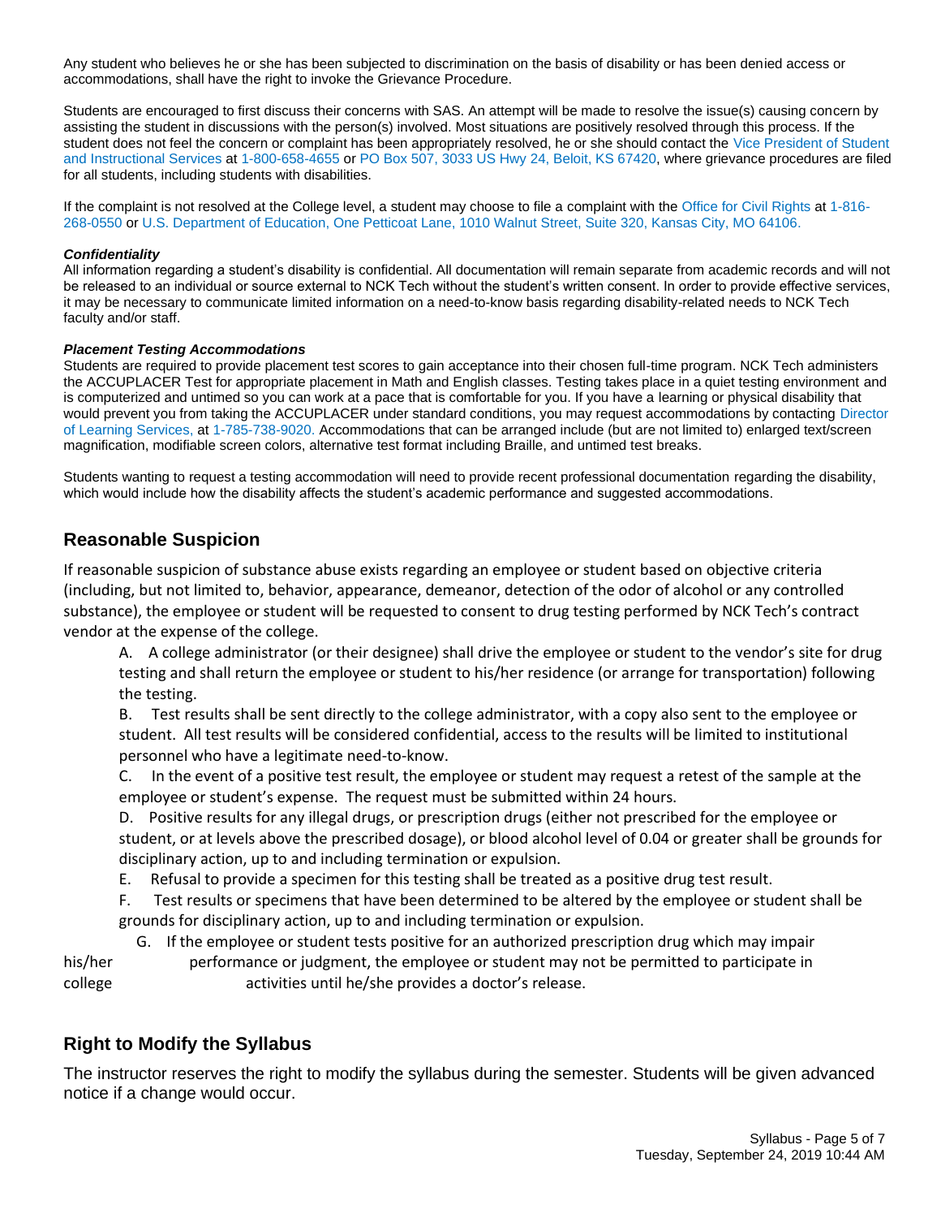Any student who believes he or she has been subjected to discrimination on the basis of disability or has been denied access or accommodations, shall have the right to invoke the Grievance Procedure.

Students are encouraged to first discuss their concerns with SAS. An attempt will be made to resolve the issue(s) causing concern by assisting the student in discussions with the person(s) involved. Most situations are positively resolved through this process. If the student does not feel the concern or complaint has been appropriately resolved, he or she should contact the Vice President of Student and Instructional Services at 1-800-658-4655 or PO Box 507, 3033 US Hwy 24, Beloit, KS 67420, where grievance procedures are filed for all students, including students with disabilities.

If the complaint is not resolved at the College level, a student may choose to file a complaint with the Office for Civil Rights at 1-816-268-0550 or U.S. Department of Education, One Petticoat Lane, 1010 Walnut Street, Suite 320, Kansas City, MO 64106.

***Confidentiality***

All information regarding a student's disability is confidential. All documentation will remain separate from academic records and will not be released to an individual or source external to NCK Tech without the student's written consent. In order to provide effective services, it may be necessary to communicate limited information on a need-to-know basis regarding disability-related needs to NCK Tech faculty and/or staff.

***Placement Testing Accommodations***

Students are required to provide placement test scores to gain acceptance into their chosen full-time program. NCK Tech administers the ACCUPLACER Test for appropriate placement in Math and English classes. Testing takes place in a quiet testing environment and is computerized and untimed so you can work at a pace that is comfortable for you. If you have a learning or physical disability that would prevent you from taking the ACCUPLACER under standard conditions, you may request accommodations by contacting Director of Learning Services, at 1-785-738-9020. Accommodations that can be arranged include (but are not limited to) enlarged text/screen magnification, modifiable screen colors, alternative test format including Braille, and untimed test breaks.

Students wanting to request a testing accommodation will need to provide recent professional documentation regarding the disability, which would include how the disability affects the student's academic performance and suggested accommodations.

## Reasonable Suspicion

If reasonable suspicion of substance abuse exists regarding an employee or student based on objective criteria (including, but not limited to, behavior, appearance, demeanor, detection of the odor of alcohol or any controlled substance), the employee or student will be requested to consent to drug testing performed by NCK Tech's contract vendor at the expense of the college.

A. A college administrator (or their designee) shall drive the employee or student to the vendor's site for drug testing and shall return the employee or student to his/her residence (or arrange for transportation) following the testing.

B. Test results shall be sent directly to the college administrator, with a copy also sent to the employee or student. All test results will be considered confidential, access to the results will be limited to institutional personnel who have a legitimate need-to-know.

C. In the event of a positive test result, the employee or student may request a retest of the sample at the employee or student's expense. The request must be submitted within 24 hours.

D. Positive results for any illegal drugs, or prescription drugs (either not prescribed for the employee or student, or at levels above the prescribed dosage), or blood alcohol level of 0.04 or greater shall be grounds for disciplinary action, up to and including termination or expulsion.

E. Refusal to provide a specimen for this testing shall be treated as a positive drug test result.

F. Test results or specimens that have been determined to be altered by the employee or student shall be grounds for disciplinary action, up to and including termination or expulsion.

G. If the employee or student tests positive for an authorized prescription drug which may impair his/her performance or judgment, the employee or student may not be permitted to participate in college activities until he/she provides a doctor's release.

## Right to Modify the Syllabus

The instructor reserves the right to modify the syllabus during the semester. Students will be given advanced notice if a change would occur.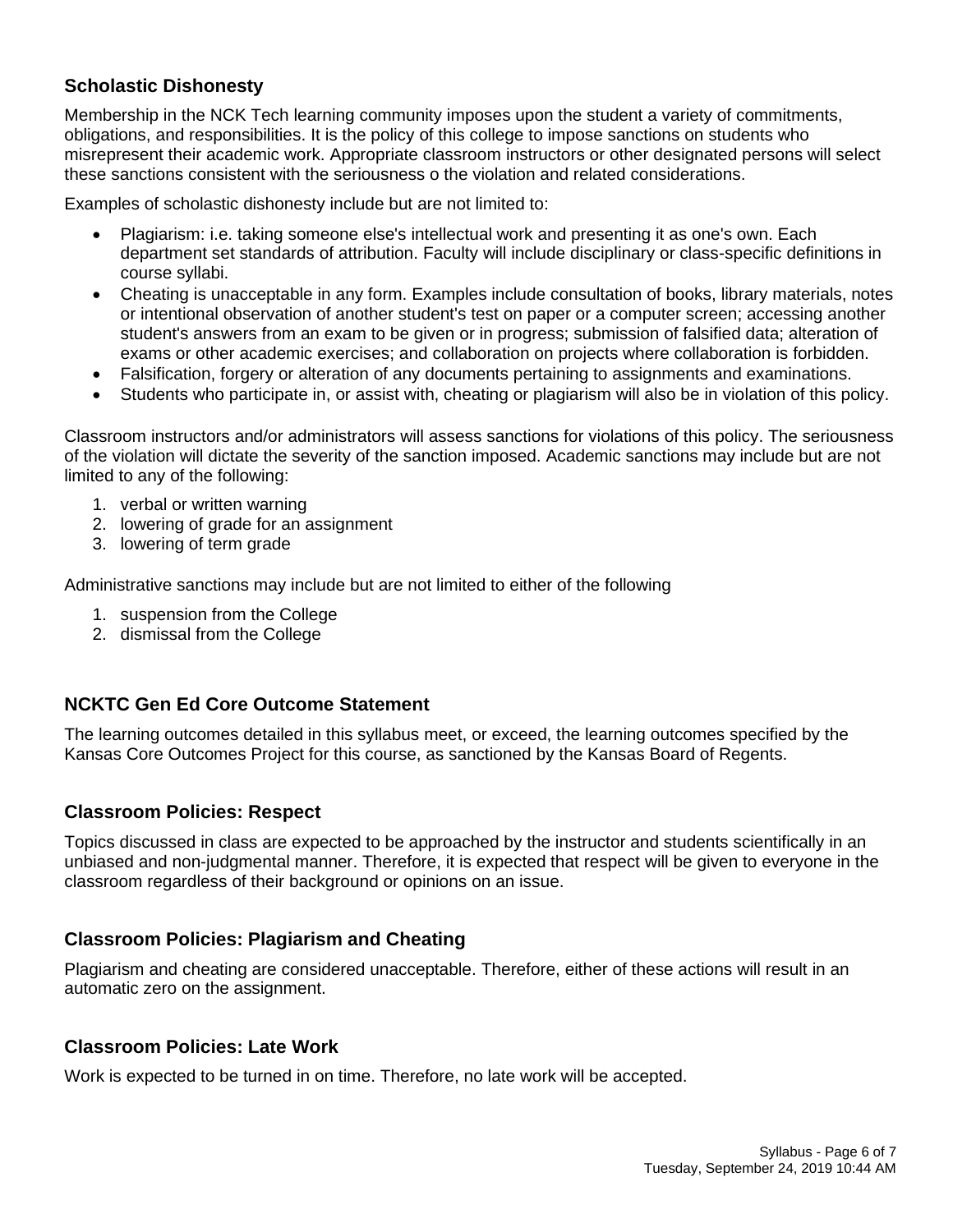## Scholastic Dishonesty

Membership in the NCK Tech learning community imposes upon the student a variety of commitments, obligations, and responsibilities. It is the policy of this college to impose sanctions on students who misrepresent their academic work. Appropriate classroom instructors or other designated persons will select these sanctions consistent with the seriousness o the violation and related considerations.

Examples of scholastic dishonesty include but are not limited to:

- Plagiarism: i.e. taking someone else's intellectual work and presenting it as one's own. Each department set standards of attribution. Faculty will include disciplinary or class-specific definitions in course syllabi.
- Cheating is unacceptable in any form. Examples include consultation of books, library materials, notes or intentional observation of another student's test on paper or a computer screen; accessing another student's answers from an exam to be given or in progress; submission of falsified data; alteration of exams or other academic exercises; and collaboration on projects where collaboration is forbidden.
- Falsification, forgery or alteration of any documents pertaining to assignments and examinations.
- Students who participate in, or assist with, cheating or plagiarism will also be in violation of this policy.

Classroom instructors and/or administrators will assess sanctions for violations of this policy. The seriousness of the violation will dictate the severity of the sanction imposed. Academic sanctions may include but are not limited to any of the following:

1. verbal or written warning
2. lowering of grade for an assignment
3. lowering of term grade

Administrative sanctions may include but are not limited to either of the following

1. suspension from the College
2. dismissal from the College

## NCKTC Gen Ed Core Outcome Statement

The learning outcomes detailed in this syllabus meet, or exceed, the learning outcomes specified by the Kansas Core Outcomes Project for this course, as sanctioned by the Kansas Board of Regents.

## Classroom Policies: Respect

Topics discussed in class are expected to be approached by the instructor and students scientifically in an unbiased and non-judgmental manner. Therefore, it is expected that respect will be given to everyone in the classroom regardless of their background or opinions on an issue.

## Classroom Policies: Plagiarism and Cheating

Plagiarism and cheating are considered unacceptable. Therefore, either of these actions will result in an automatic zero on the assignment.

## Classroom Policies: Late Work

Work is expected to be turned in on time. Therefore, no late work will be accepted.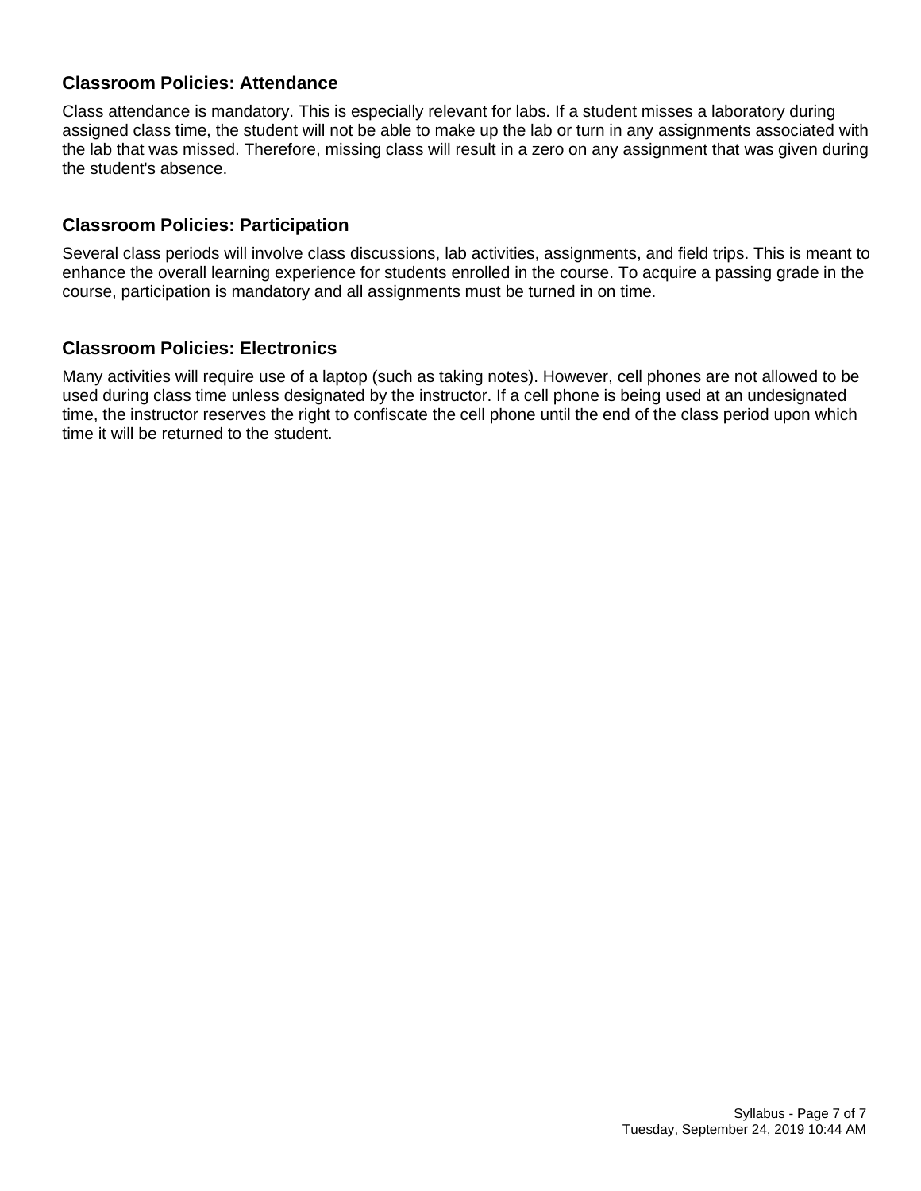### Classroom Policies: Attendance

Class attendance is mandatory. This is especially relevant for labs. If a student misses a laboratory during assigned class time, the student will not be able to make up the lab or turn in any assignments associated with the lab that was missed. Therefore, missing class will result in a zero on any assignment that was given during the student's absence.

### Classroom Policies: Participation

Several class periods will involve class discussions, lab activities, assignments, and field trips. This is meant to enhance the overall learning experience for students enrolled in the course. To acquire a passing grade in the course, participation is mandatory and all assignments must be turned in on time.

### Classroom Policies: Electronics

Many activities will require use of a laptop (such as taking notes). However, cell phones are not allowed to be used during class time unless designated by the instructor. If a cell phone is being used at an undesignated time, the instructor reserves the right to confiscate the cell phone until the end of the class period upon which time it will be returned to the student.